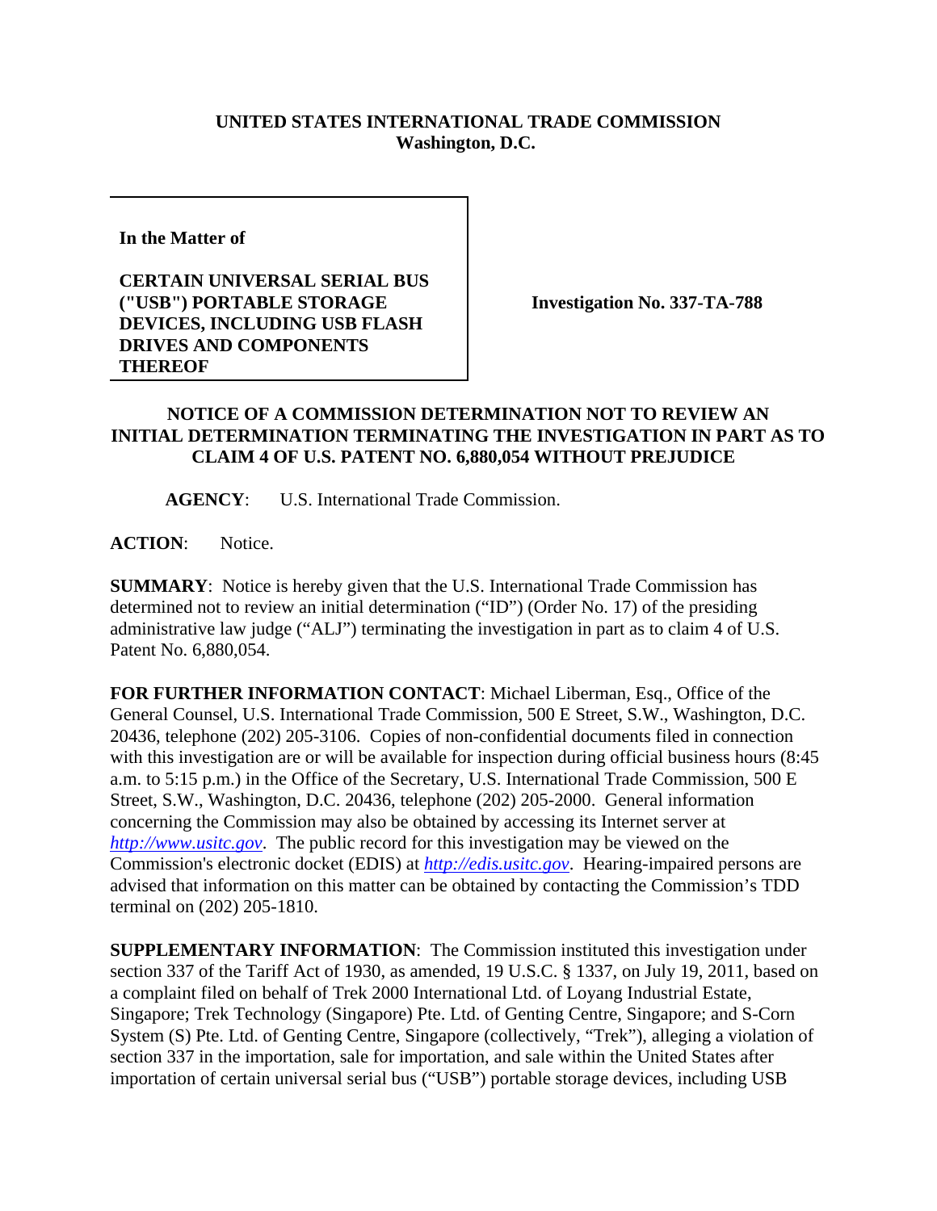**UNITED STATES INTERNATIONAL TRADE COMMISSION**
**Washington, D.C.**

**In the Matter of**

**CERTAIN UNIVERSAL SERIAL BUS ("USB") PORTABLE STORAGE DEVICES, INCLUDING USB FLASH DRIVES AND COMPONENTS THEREOF**

**Investigation No. 337-TA-788**

**NOTICE OF A COMMISSION DETERMINATION NOT TO REVIEW AN INITIAL DETERMINATION TERMINATING THE INVESTIGATION IN PART AS TO CLAIM 4 OF U.S. PATENT NO. 6,880,054 WITHOUT PREJUDICE**

**AGENCY**: U.S. International Trade Commission.

**ACTION**: Notice.

**SUMMARY**: Notice is hereby given that the U.S. International Trade Commission has determined not to review an initial determination ("ID") (Order No. 17) of the presiding administrative law judge ("ALJ") terminating the investigation in part as to claim 4 of U.S. Patent No. 6,880,054.

**FOR FURTHER INFORMATION CONTACT**: Michael Liberman, Esq., Office of the General Counsel, U.S. International Trade Commission, 500 E Street, S.W., Washington, D.C. 20436, telephone (202) 205-3106. Copies of non-confidential documents filed in connection with this investigation are or will be available for inspection during official business hours (8:45 a.m. to 5:15 p.m.) in the Office of the Secretary, U.S. International Trade Commission, 500 E Street, S.W., Washington, D.C. 20436, telephone (202) 205-2000. General information concerning the Commission may also be obtained by accessing its Internet server at *http://www.usitc.gov*. The public record for this investigation may be viewed on the Commission's electronic docket (EDIS) at *http://edis.usitc.gov*. Hearing-impaired persons are advised that information on this matter can be obtained by contacting the Commission's TDD terminal on (202) 205-1810.

**SUPPLEMENTARY INFORMATION**: The Commission instituted this investigation under section 337 of the Tariff Act of 1930, as amended, 19 U.S.C. § 1337, on July 19, 2011, based on a complaint filed on behalf of Trek 2000 International Ltd. of Loyang Industrial Estate, Singapore; Trek Technology (Singapore) Pte. Ltd. of Genting Centre, Singapore; and S-Corn System (S) Pte. Ltd. of Genting Centre, Singapore (collectively, "Trek"), alleging a violation of section 337 in the importation, sale for importation, and sale within the United States after importation of certain universal serial bus ("USB") portable storage devices, including USB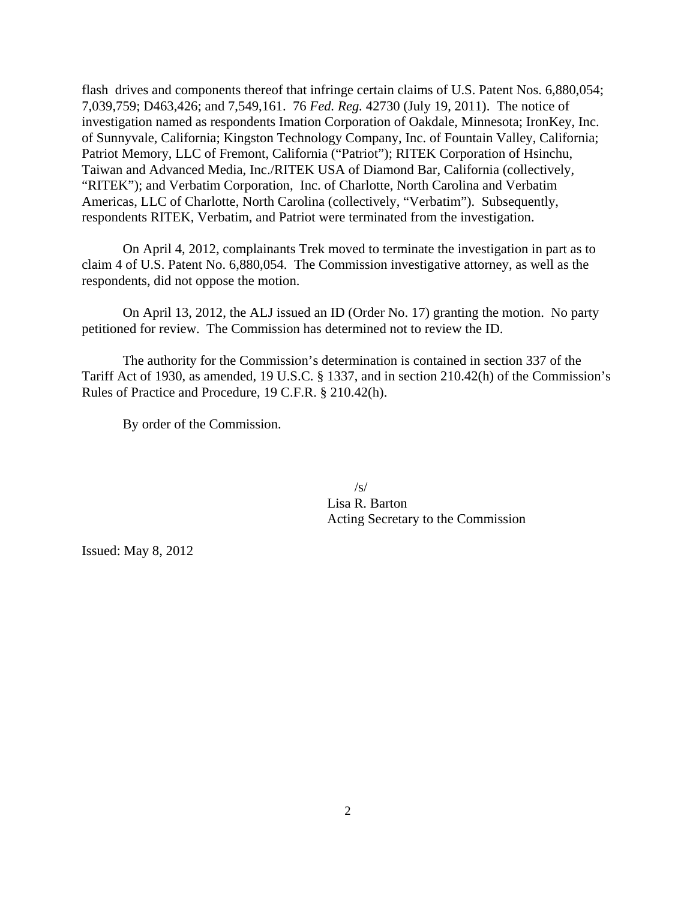flash drives and components thereof that infringe certain claims of U.S. Patent Nos. 6,880,054; 7,039,759; D463,426; and 7,549,161. 76 *Fed. Reg.* 42730 (July 19, 2011). The notice of investigation named as respondents Imation Corporation of Oakdale, Minnesota; IronKey, Inc. of Sunnyvale, California; Kingston Technology Company, Inc. of Fountain Valley, California; Patriot Memory, LLC of Fremont, California ("Patriot"); RITEK Corporation of Hsinchu, Taiwan and Advanced Media, Inc./RITEK USA of Diamond Bar, California (collectively, "RITEK"); and Verbatim Corporation, Inc. of Charlotte, North Carolina and Verbatim Americas, LLC of Charlotte, North Carolina (collectively, "Verbatim"). Subsequently, respondents RITEK, Verbatim, and Patriot were terminated from the investigation.

On April 4, 2012, complainants Trek moved to terminate the investigation in part as to claim 4 of U.S. Patent No. 6,880,054. The Commission investigative attorney, as well as the respondents, did not oppose the motion.

On April 13, 2012, the ALJ issued an ID (Order No. 17) granting the motion. No party petitioned for review. The Commission has determined not to review the ID.

The authority for the Commission's determination is contained in section 337 of the Tariff Act of 1930, as amended, 19 U.S.C. § 1337, and in section 210.42(h) of the Commission's Rules of Practice and Procedure, 19 C.F.R. § 210.42(h).

By order of the Commission.

/s/
Lisa R. Barton
Acting Secretary to the Commission

Issued: May 8, 2012